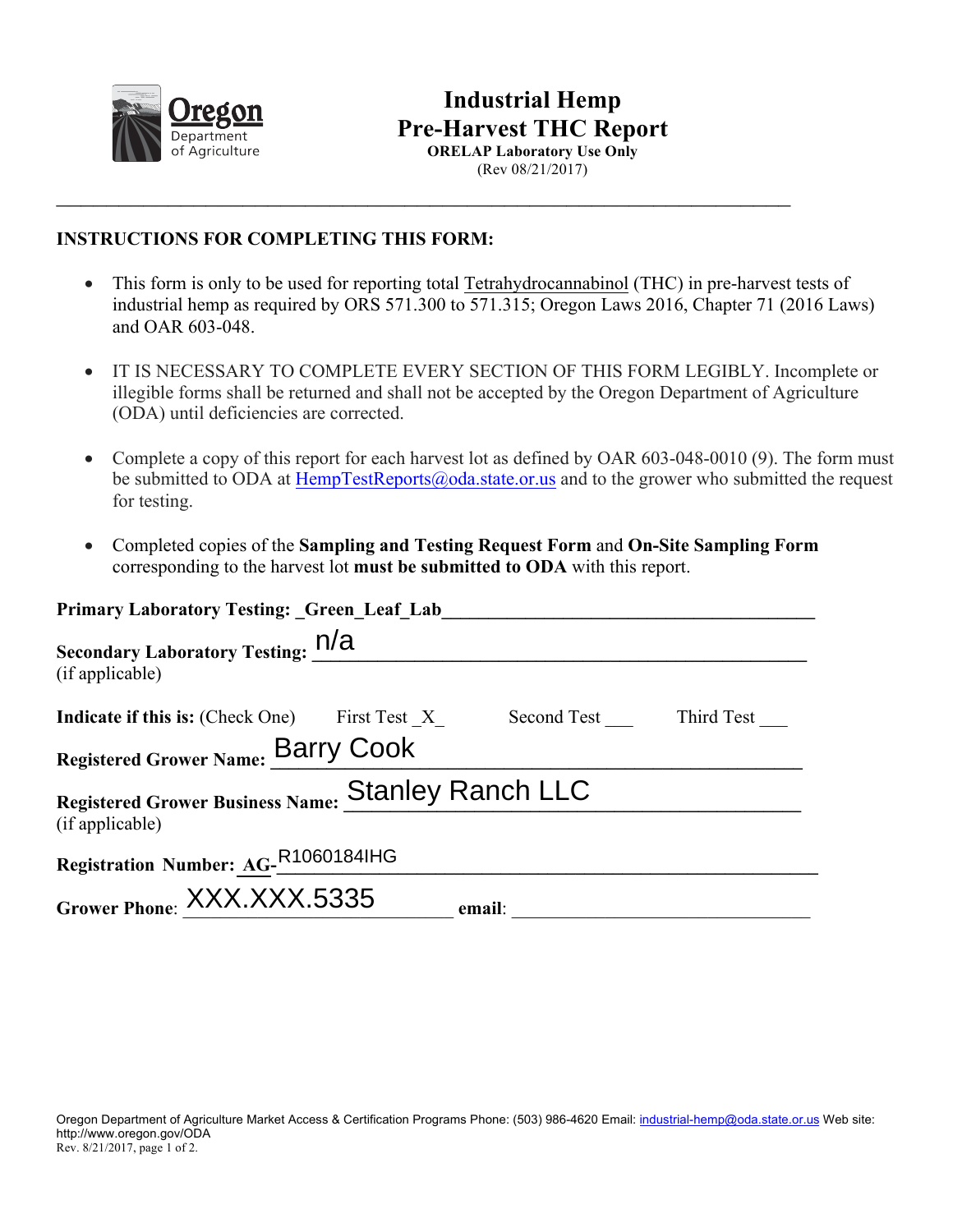Oregon Department of Agriculture

# Industrial Hemp Pre-Harvest THC Report

**ORELAP Laboratory Use Only**

(Rev 08/21/2017)

---

## INSTRUCTIONS FOR COMPLETING THIS FORM:

- This form is only to be used for reporting total Tetrahydrocannabinol (THC) in pre-harvest tests of industrial hemp as required by ORS 571.300 to 571.315; Oregon Laws 2016, Chapter 71 (2016 Laws) and OAR 603-048.
- IT IS NECESSARY TO COMPLETE EVERY SECTION OF THIS FORM LEGIBLY. Incomplete or illegible forms shall be returned and shall not be accepted by the Oregon Department of Agriculture (ODA) until deficiencies are corrected.
- Complete a copy of this report for each harvest lot as defined by OAR 603-048-0010 (9). The form must be submitted to ODA at HempTestReports@oda.state.or.us and to the grower who submitted the request for testing.
- Completed copies of the **Sampling and Testing Request Form** and **On-Site Sampling Form** corresponding to the harvest lot **must be submitted to ODA** with this report.

**Primary Laboratory Testing:** _Green_Leaf_Lab_

**Secondary Laboratory Testing:** n/a
(if applicable)

**Indicate if this is:** (Check One) First Test _X_ Second Test ___ Third Test ___

**Registered Grower Name:** Barry Cook

**Registered Grower Business Name:** Stanley Ranch LLC
(if applicable)

**Registration Number:** AG-R1060184IHG

**Grower Phone:** XXX.XXX.5335 **email:** ______________________

Oregon Department of Agriculture Market Access & Certification Programs Phone: (503) 986-4620 Email: industrial-hemp@oda.state.or.us Web site: http://www.oregon.gov/ODA
Rev. 8/21/2017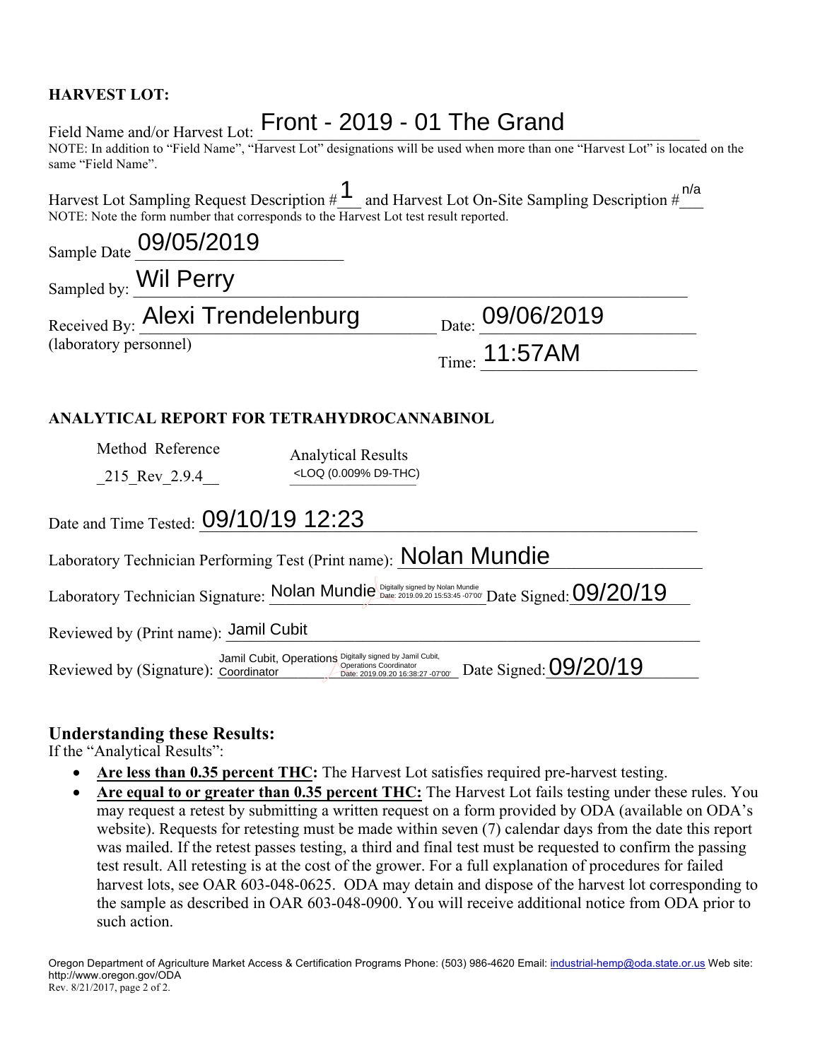**HARVEST LOT:**

Field Name and/or Harvest Lot: Front - 2019 - 01 The Grand

NOTE: In addition to "Field Name", "Harvest Lot" designations will be used when more than one "Harvest Lot" is located on the same "Field Name".

Harvest Lot Sampling Request Description # 1 and Harvest Lot On-Site Sampling Description # n/a

NOTE: Note the form number that corresponds to the Harvest Lot test result reported.

Sample Date 09/05/2019

Sampled by: Wil Perry

Received By: Alexi Trendelenburg Date: 09/06/2019

(laboratory personnel) Time: 11:57AM

**ANALYTICAL REPORT FOR TETRAHYDROCANNABINOL**

| Method Reference | Analytical Results |
| --- | --- |
| _215_Rev_2.9.4__ | <LOQ (0.009% D9-THC) |

Date and Time Tested: 09/10/19 12:23

Laboratory Technician Performing Test (Print name): Nolan Mundie

Laboratory Technician Signature: Nolan Mundie Digitally signed by Nolan Mundie Date: 2019.09.20 15:53:45 -07'00' Date Signed: 09/20/19

Reviewed by (Print name): Jamil Cubit

Reviewed by (Signature): Jamil Cubit, Operations Coordinator Digitally signed by Jamil Cubit, Operations Coordinator Date: 2019.09.20 16:38:27 -07'00' Date Signed: 09/20/19

## Understanding these Results:

If the "Analytical Results":

- **Are less than 0.35 percent THC:** The Harvest Lot satisfies required pre-harvest testing.
- **Are equal to or greater than 0.35 percent THC:** The Harvest Lot fails testing under these rules. You may request a retest by submitting a written request on a form provided by ODA (available on ODA's website). Requests for retesting must be made within seven (7) calendar days from the date this report was mailed. If the retest passes testing, a third and final test must be requested to confirm the passing test result. All retesting is at the cost of the grower. For a full explanation of procedures for failed harvest lots, see OAR 603-048-0625. ODA may detain and dispose of the harvest lot corresponding to the sample as described in OAR 603-048-0900. You will receive additional notice from ODA prior to such action.

Oregon Department of Agriculture Market Access & Certification Programs Phone: (503) 986-4620 Email: industrial-hemp@oda.state.or.us Web site: http://www.oregon.gov/ODA

Rev. 8/21/2017, page 2 of 2.